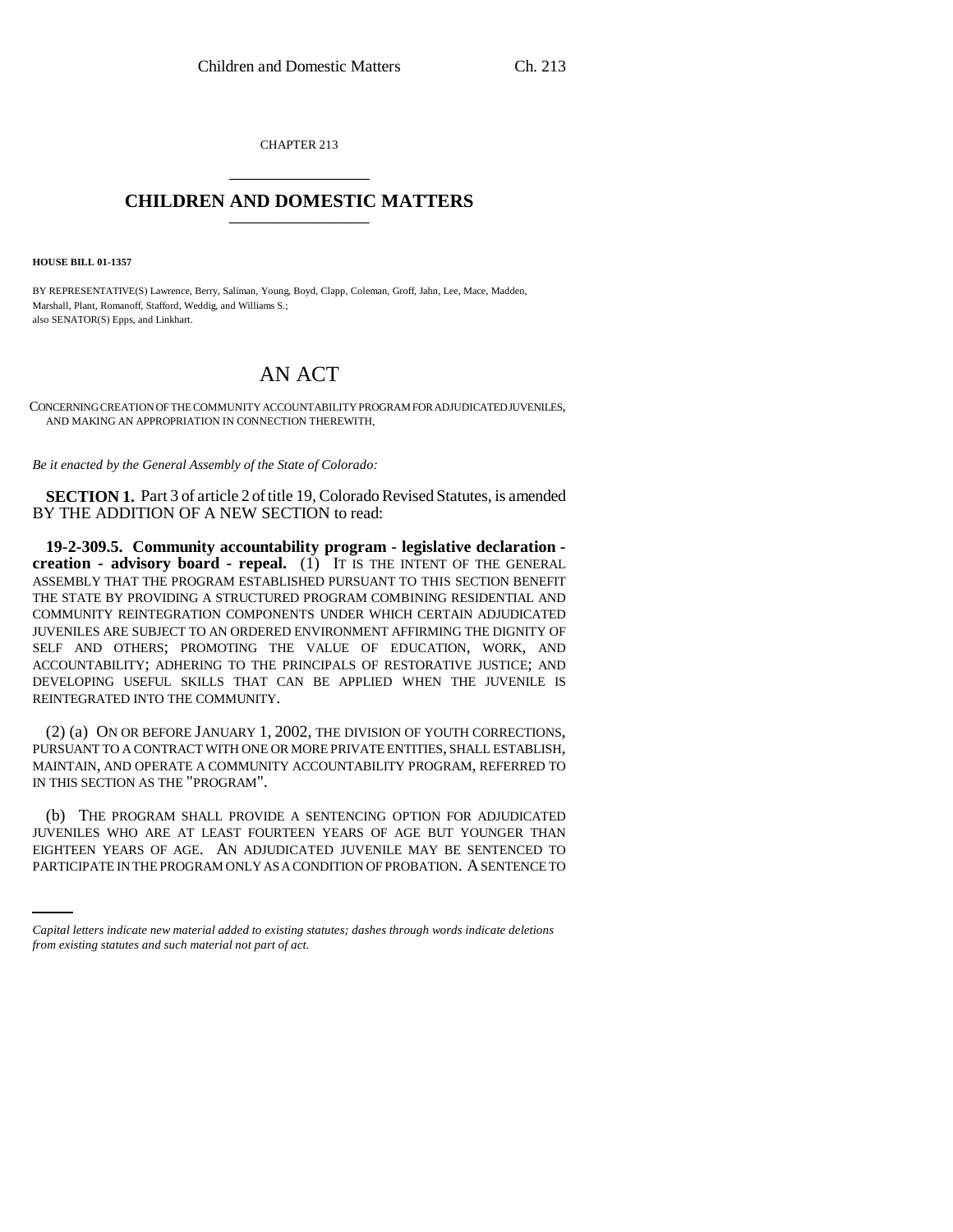CHAPTER 213

# CHILDREN AND DOMESTIC MATTERS

**HOUSE BILL 01-1357**

BY REPRESENTATIVE(S) Lawrence, Berry, Saliman, Young, Boyd, Clapp, Coleman, Groff, Jahn, Lee, Mace, Madden, Marshall, Plant, Romanoff, Stafford, Weddig, and Williams S.;
also SENATOR(S) Epps, and Linkhart.

# AN ACT

CONCERNING CREATION OF THE COMMUNITY ACCOUNTABILITY PROGRAM FOR ADJUDICATED JUVENILES, AND MAKING AN APPROPRIATION IN CONNECTION THEREWITH.

*Be it enacted by the General Assembly of the State of Colorado:*

**SECTION 1.** Part 3 of article 2 of title 19, Colorado Revised Statutes, is amended BY THE ADDITION OF A NEW SECTION to read:

**19-2-309.5. Community accountability program - legislative declaration - creation - advisory board - repeal.** (1) IT IS THE INTENT OF THE GENERAL ASSEMBLY THAT THE PROGRAM ESTABLISHED PURSUANT TO THIS SECTION BENEFIT THE STATE BY PROVIDING A STRUCTURED PROGRAM COMBINING RESIDENTIAL AND COMMUNITY REINTEGRATION COMPONENTS UNDER WHICH CERTAIN ADJUDICATED JUVENILES ARE SUBJECT TO AN ORDERED ENVIRONMENT AFFIRMING THE DIGNITY OF SELF AND OTHERS; PROMOTING THE VALUE OF EDUCATION, WORK, AND ACCOUNTABILITY; ADHERING TO THE PRINCIPALS OF RESTORATIVE JUSTICE; AND DEVELOPING USEFUL SKILLS THAT CAN BE APPLIED WHEN THE JUVENILE IS REINTEGRATED INTO THE COMMUNITY.

(2) (a) ON OR BEFORE JANUARY 1, 2002, THE DIVISION OF YOUTH CORRECTIONS, PURSUANT TO A CONTRACT WITH ONE OR MORE PRIVATE ENTITIES, SHALL ESTABLISH, MAINTAIN, AND OPERATE A COMMUNITY ACCOUNTABILITY PROGRAM, REFERRED TO IN THIS SECTION AS THE "PROGRAM".

(b) THE PROGRAM SHALL PROVIDE A SENTENCING OPTION FOR ADJUDICATED JUVENILES WHO ARE AT LEAST FOURTEEN YEARS OF AGE BUT YOUNGER THAN EIGHTEEN YEARS OF AGE. AN ADJUDICATED JUVENILE MAY BE SENTENCED TO PARTICIPATE IN THE PROGRAM ONLY AS A CONDITION OF PROBATION. A SENTENCE TO

*Capital letters indicate new material added to existing statutes; dashes through words indicate deletions from existing statutes and such material not part of act.*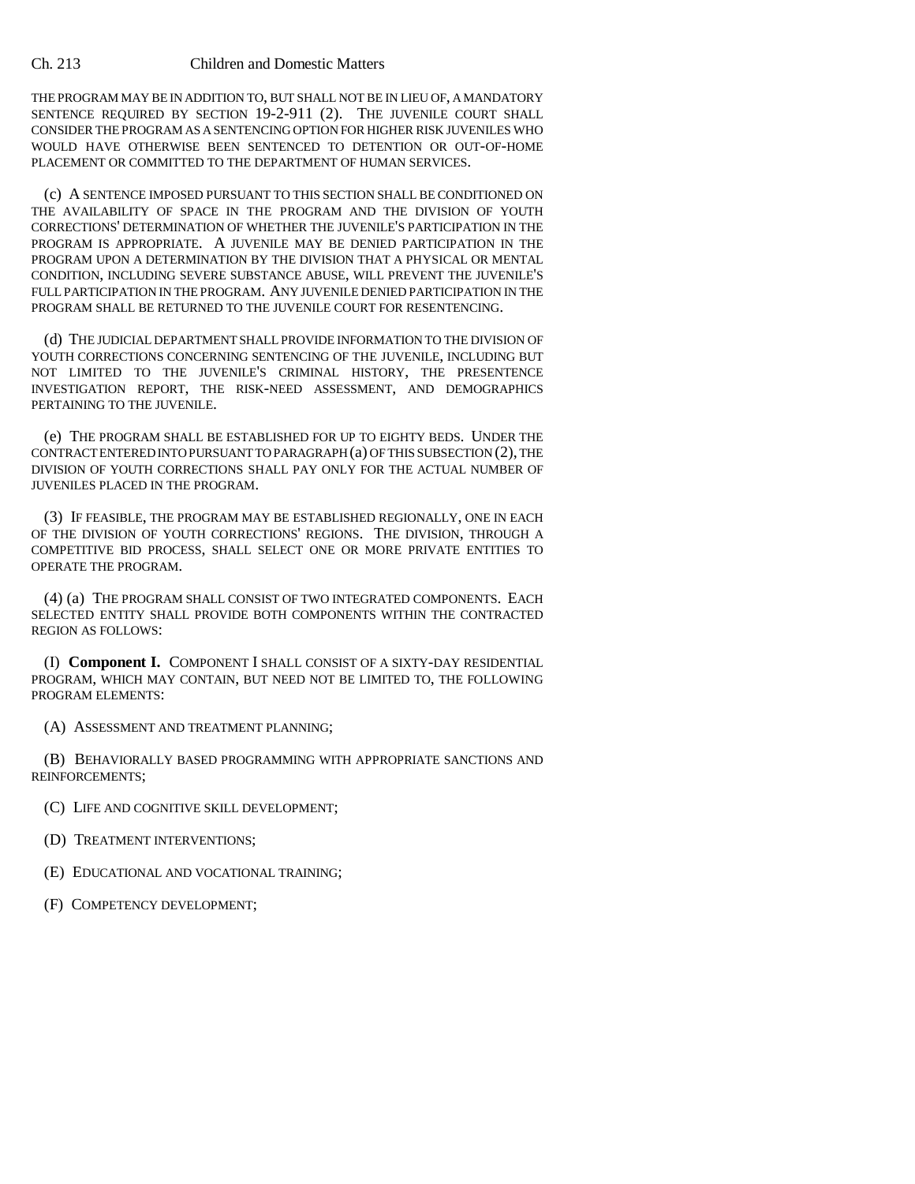THE PROGRAM MAY BE IN ADDITION TO, BUT SHALL NOT BE IN LIEU OF, A MANDATORY SENTENCE REQUIRED BY SECTION 19-2-911 (2). THE JUVENILE COURT SHALL CONSIDER THE PROGRAM AS A SENTENCING OPTION FOR HIGHER RISK JUVENILES WHO WOULD HAVE OTHERWISE BEEN SENTENCED TO DETENTION OR OUT-OF-HOME PLACEMENT OR COMMITTED TO THE DEPARTMENT OF HUMAN SERVICES.

(c) A SENTENCE IMPOSED PURSUANT TO THIS SECTION SHALL BE CONDITIONED ON THE AVAILABILITY OF SPACE IN THE PROGRAM AND THE DIVISION OF YOUTH CORRECTIONS' DETERMINATION OF WHETHER THE JUVENILE'S PARTICIPATION IN THE PROGRAM IS APPROPRIATE. A JUVENILE MAY BE DENIED PARTICIPATION IN THE PROGRAM UPON A DETERMINATION BY THE DIVISION THAT A PHYSICAL OR MENTAL CONDITION, INCLUDING SEVERE SUBSTANCE ABUSE, WILL PREVENT THE JUVENILE'S FULL PARTICIPATION IN THE PROGRAM. ANY JUVENILE DENIED PARTICIPATION IN THE PROGRAM SHALL BE RETURNED TO THE JUVENILE COURT FOR RESENTENCING.

(d) THE JUDICIAL DEPARTMENT SHALL PROVIDE INFORMATION TO THE DIVISION OF YOUTH CORRECTIONS CONCERNING SENTENCING OF THE JUVENILE, INCLUDING BUT NOT LIMITED TO THE JUVENILE'S CRIMINAL HISTORY, THE PRESENTENCE INVESTIGATION REPORT, THE RISK-NEED ASSESSMENT, AND DEMOGRAPHICS PERTAINING TO THE JUVENILE.

(e) THE PROGRAM SHALL BE ESTABLISHED FOR UP TO EIGHTY BEDS. UNDER THE CONTRACT ENTERED INTO PURSUANT TO PARAGRAPH (a) OF THIS SUBSECTION (2), THE DIVISION OF YOUTH CORRECTIONS SHALL PAY ONLY FOR THE ACTUAL NUMBER OF JUVENILES PLACED IN THE PROGRAM.

(3) IF FEASIBLE, THE PROGRAM MAY BE ESTABLISHED REGIONALLY, ONE IN EACH OF THE DIVISION OF YOUTH CORRECTIONS' REGIONS. THE DIVISION, THROUGH A COMPETITIVE BID PROCESS, SHALL SELECT ONE OR MORE PRIVATE ENTITIES TO OPERATE THE PROGRAM.

(4) (a) THE PROGRAM SHALL CONSIST OF TWO INTEGRATED COMPONENTS. EACH SELECTED ENTITY SHALL PROVIDE BOTH COMPONENTS WITHIN THE CONTRACTED REGION AS FOLLOWS:

(I) **Component I.** COMPONENT I SHALL CONSIST OF A SIXTY-DAY RESIDENTIAL PROGRAM, WHICH MAY CONTAIN, BUT NEED NOT BE LIMITED TO, THE FOLLOWING PROGRAM ELEMENTS:

(A) ASSESSMENT AND TREATMENT PLANNING;

(B) BEHAVIORALLY BASED PROGRAMMING WITH APPROPRIATE SANCTIONS AND REINFORCEMENTS;

(C) LIFE AND COGNITIVE SKILL DEVELOPMENT;

(D) TREATMENT INTERVENTIONS;

(E) EDUCATIONAL AND VOCATIONAL TRAINING;

(F) COMPETENCY DEVELOPMENT;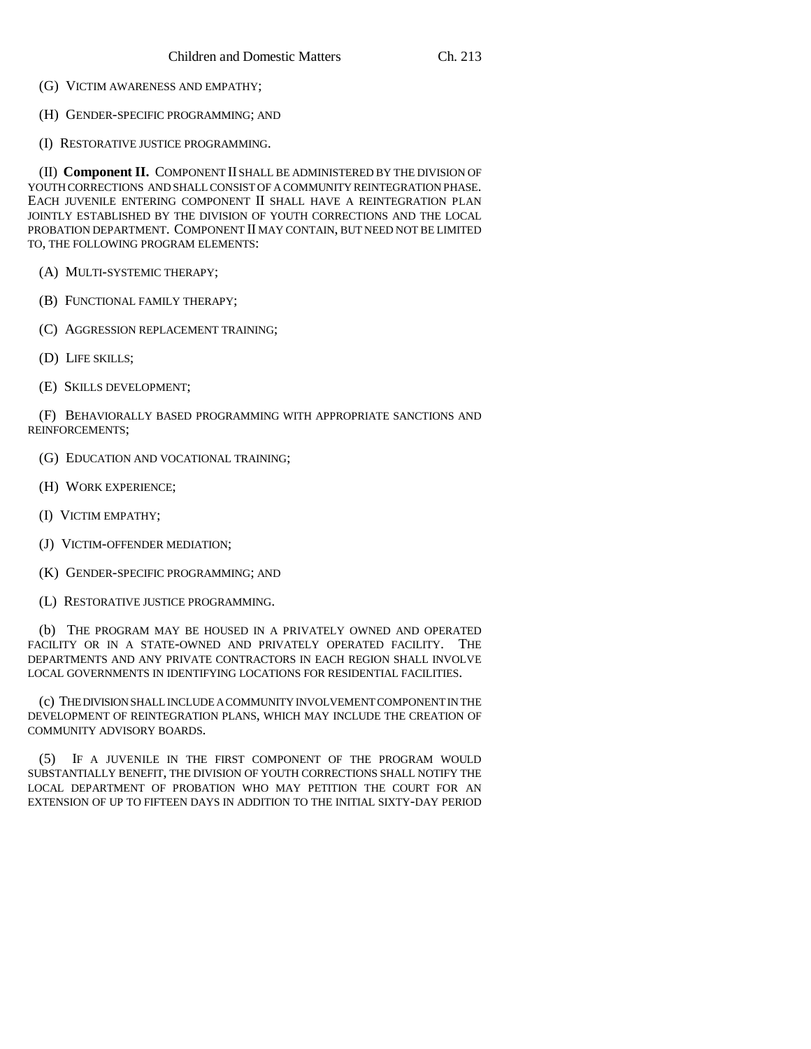(G) VICTIM AWARENESS AND EMPATHY;

(H) GENDER-SPECIFIC PROGRAMMING; AND

(I) RESTORATIVE JUSTICE PROGRAMMING.

(II) **Component II.** COMPONENT II SHALL BE ADMINISTERED BY THE DIVISION OF YOUTH CORRECTIONS AND SHALL CONSIST OF A COMMUNITY REINTEGRATION PHASE. EACH JUVENILE ENTERING COMPONENT II SHALL HAVE A REINTEGRATION PLAN JOINTLY ESTABLISHED BY THE DIVISION OF YOUTH CORRECTIONS AND THE LOCAL PROBATION DEPARTMENT. COMPONENT II MAY CONTAIN, BUT NEED NOT BE LIMITED TO, THE FOLLOWING PROGRAM ELEMENTS:

(A) MULTI-SYSTEMIC THERAPY;

(B) FUNCTIONAL FAMILY THERAPY;

(C) AGGRESSION REPLACEMENT TRAINING;

(D) LIFE SKILLS;

(E) SKILLS DEVELOPMENT;

(F) BEHAVIORALLY BASED PROGRAMMING WITH APPROPRIATE SANCTIONS AND REINFORCEMENTS;

(G) EDUCATION AND VOCATIONAL TRAINING;

(H) WORK EXPERIENCE;

(I) VICTIM EMPATHY;

(J) VICTIM-OFFENDER MEDIATION;

(K) GENDER-SPECIFIC PROGRAMMING; AND

(L) RESTORATIVE JUSTICE PROGRAMMING.

(b) THE PROGRAM MAY BE HOUSED IN A PRIVATELY OWNED AND OPERATED FACILITY OR IN A STATE-OWNED AND PRIVATELY OPERATED FACILITY. THE DEPARTMENTS AND ANY PRIVATE CONTRACTORS IN EACH REGION SHALL INVOLVE LOCAL GOVERNMENTS IN IDENTIFYING LOCATIONS FOR RESIDENTIAL FACILITIES.

(c) THE DIVISION SHALL INCLUDE A COMMUNITY INVOLVEMENT COMPONENT IN THE DEVELOPMENT OF REINTEGRATION PLANS, WHICH MAY INCLUDE THE CREATION OF COMMUNITY ADVISORY BOARDS.

(5) IF A JUVENILE IN THE FIRST COMPONENT OF THE PROGRAM WOULD SUBSTANTIALLY BENEFIT, THE DIVISION OF YOUTH CORRECTIONS SHALL NOTIFY THE LOCAL DEPARTMENT OF PROBATION WHO MAY PETITION THE COURT FOR AN EXTENSION OF UP TO FIFTEEN DAYS IN ADDITION TO THE INITIAL SIXTY-DAY PERIOD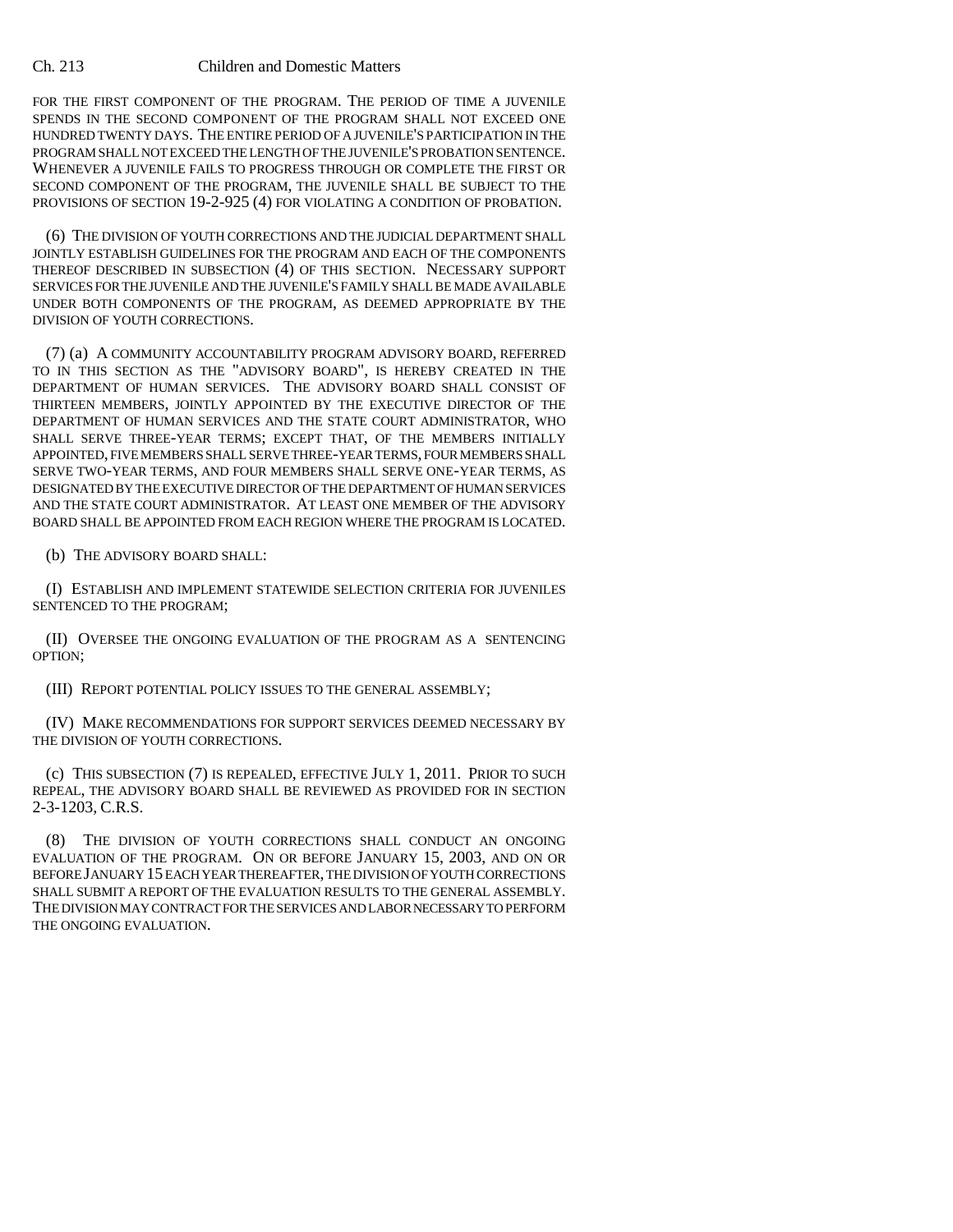FOR THE FIRST COMPONENT OF THE PROGRAM. THE PERIOD OF TIME A JUVENILE SPENDS IN THE SECOND COMPONENT OF THE PROGRAM SHALL NOT EXCEED ONE HUNDRED TWENTY DAYS. THE ENTIRE PERIOD OF A JUVENILE'S PARTICIPATION IN THE PROGRAM SHALL NOT EXCEED THE LENGTH OF THE JUVENILE'S PROBATION SENTENCE. WHENEVER A JUVENILE FAILS TO PROGRESS THROUGH OR COMPLETE THE FIRST OR SECOND COMPONENT OF THE PROGRAM, THE JUVENILE SHALL BE SUBJECT TO THE PROVISIONS OF SECTION 19-2-925 (4) FOR VIOLATING A CONDITION OF PROBATION.

(6) THE DIVISION OF YOUTH CORRECTIONS AND THE JUDICIAL DEPARTMENT SHALL JOINTLY ESTABLISH GUIDELINES FOR THE PROGRAM AND EACH OF THE COMPONENTS THEREOF DESCRIBED IN SUBSECTION (4) OF THIS SECTION. NECESSARY SUPPORT SERVICES FOR THE JUVENILE AND THE JUVENILE'S FAMILY SHALL BE MADE AVAILABLE UNDER BOTH COMPONENTS OF THE PROGRAM, AS DEEMED APPROPRIATE BY THE DIVISION OF YOUTH CORRECTIONS.

(7) (a) A COMMUNITY ACCOUNTABILITY PROGRAM ADVISORY BOARD, REFERRED TO IN THIS SECTION AS THE "ADVISORY BOARD", IS HEREBY CREATED IN THE DEPARTMENT OF HUMAN SERVICES. THE ADVISORY BOARD SHALL CONSIST OF THIRTEEN MEMBERS, JOINTLY APPOINTED BY THE EXECUTIVE DIRECTOR OF THE DEPARTMENT OF HUMAN SERVICES AND THE STATE COURT ADMINISTRATOR, WHO SHALL SERVE THREE-YEAR TERMS; EXCEPT THAT, OF THE MEMBERS INITIALLY APPOINTED, FIVE MEMBERS SHALL SERVE THREE-YEAR TERMS, FOUR MEMBERS SHALL SERVE TWO-YEAR TERMS, AND FOUR MEMBERS SHALL SERVE ONE-YEAR TERMS, AS DESIGNATED BY THE EXECUTIVE DIRECTOR OF THE DEPARTMENT OF HUMAN SERVICES AND THE STATE COURT ADMINISTRATOR. AT LEAST ONE MEMBER OF THE ADVISORY BOARD SHALL BE APPOINTED FROM EACH REGION WHERE THE PROGRAM IS LOCATED.

(b) THE ADVISORY BOARD SHALL:

(I) ESTABLISH AND IMPLEMENT STATEWIDE SELECTION CRITERIA FOR JUVENILES SENTENCED TO THE PROGRAM;

(II) OVERSEE THE ONGOING EVALUATION OF THE PROGRAM AS A SENTENCING OPTION;

(III) REPORT POTENTIAL POLICY ISSUES TO THE GENERAL ASSEMBLY;

(IV) MAKE RECOMMENDATIONS FOR SUPPORT SERVICES DEEMED NECESSARY BY THE DIVISION OF YOUTH CORRECTIONS.

(c) THIS SUBSECTION (7) IS REPEALED, EFFECTIVE JULY 1, 2011. PRIOR TO SUCH REPEAL, THE ADVISORY BOARD SHALL BE REVIEWED AS PROVIDED FOR IN SECTION 2-3-1203, C.R.S.

(8) THE DIVISION OF YOUTH CORRECTIONS SHALL CONDUCT AN ONGOING EVALUATION OF THE PROGRAM. ON OR BEFORE JANUARY 15, 2003, AND ON OR BEFORE JANUARY 15 EACH YEAR THEREAFTER, THE DIVISION OF YOUTH CORRECTIONS SHALL SUBMIT A REPORT OF THE EVALUATION RESULTS TO THE GENERAL ASSEMBLY. THE DIVISION MAY CONTRACT FOR THE SERVICES AND LABOR NECESSARY TO PERFORM THE ONGOING EVALUATION.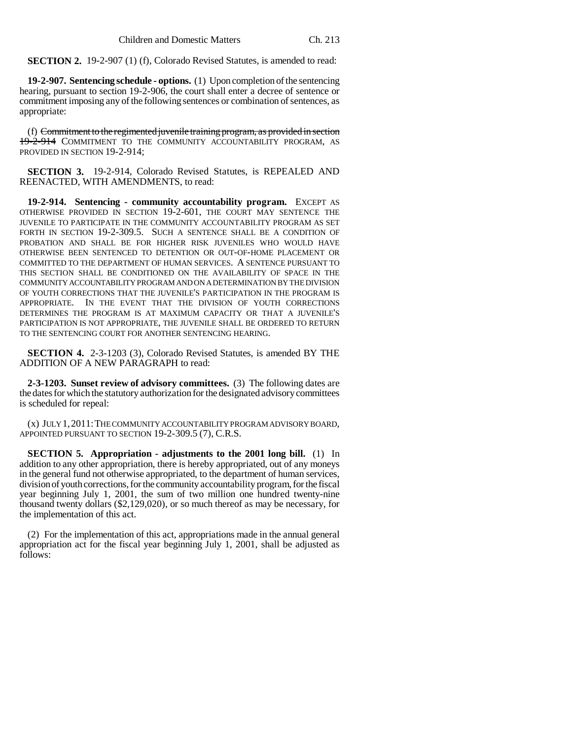**SECTION 2.** 19-2-907 (1) (f), Colorado Revised Statutes, is amended to read:

**19-2-907. Sentencing schedule - options.** (1) Upon completion of the sentencing hearing, pursuant to section 19-2-906, the court shall enter a decree of sentence or commitment imposing any of the following sentences or combination of sentences, as appropriate:

(f) ~~Commitment to the regimented juvenile training program, as provided in section 19-2-914~~ COMMITMENT TO THE COMMUNITY ACCOUNTABILITY PROGRAM, AS PROVIDED IN SECTION 19-2-914;

**SECTION 3.** 19-2-914, Colorado Revised Statutes, is REPEALED AND REENACTED, WITH AMENDMENTS, to read:

**19-2-914. Sentencing - community accountability program.** EXCEPT AS OTHERWISE PROVIDED IN SECTION 19-2-601, THE COURT MAY SENTENCE THE JUVENILE TO PARTICIPATE IN THE COMMUNITY ACCOUNTABILITY PROGRAM AS SET FORTH IN SECTION 19-2-309.5. SUCH A SENTENCE SHALL BE A CONDITION OF PROBATION AND SHALL BE FOR HIGHER RISK JUVENILES WHO WOULD HAVE OTHERWISE BEEN SENTENCED TO DETENTION OR OUT-OF-HOME PLACEMENT OR COMMITTED TO THE DEPARTMENT OF HUMAN SERVICES. A SENTENCE PURSUANT TO THIS SECTION SHALL BE CONDITIONED ON THE AVAILABILITY OF SPACE IN THE COMMUNITY ACCOUNTABILITY PROGRAM AND ON A DETERMINATION BY THE DIVISION OF YOUTH CORRECTIONS THAT THE JUVENILE'S PARTICIPATION IN THE PROGRAM IS APPROPRIATE. IN THE EVENT THAT THE DIVISION OF YOUTH CORRECTIONS DETERMINES THE PROGRAM IS AT MAXIMUM CAPACITY OR THAT A JUVENILE'S PARTICIPATION IS NOT APPROPRIATE, THE JUVENILE SHALL BE ORDERED TO RETURN TO THE SENTENCING COURT FOR ANOTHER SENTENCING HEARING.

**SECTION 4.** 2-3-1203 (3), Colorado Revised Statutes, is amended BY THE ADDITION OF A NEW PARAGRAPH to read:

**2-3-1203. Sunset review of advisory committees.** (3) The following dates are the dates for which the statutory authorization for the designated advisory committees is scheduled for repeal:

(x) JULY 1, 2011: THE COMMUNITY ACCOUNTABILITY PROGRAM ADVISORY BOARD, APPOINTED PURSUANT TO SECTION 19-2-309.5 (7), C.R.S.

**SECTION 5. Appropriation - adjustments to the 2001 long bill.** (1) In addition to any other appropriation, there is hereby appropriated, out of any moneys in the general fund not otherwise appropriated, to the department of human services, division of youth corrections, for the community accountability program, for the fiscal year beginning July 1, 2001, the sum of two million one hundred twenty-nine thousand twenty dollars ($2,129,020), or so much thereof as may be necessary, for the implementation of this act.

(2) For the implementation of this act, appropriations made in the annual general appropriation act for the fiscal year beginning July 1, 2001, shall be adjusted as follows: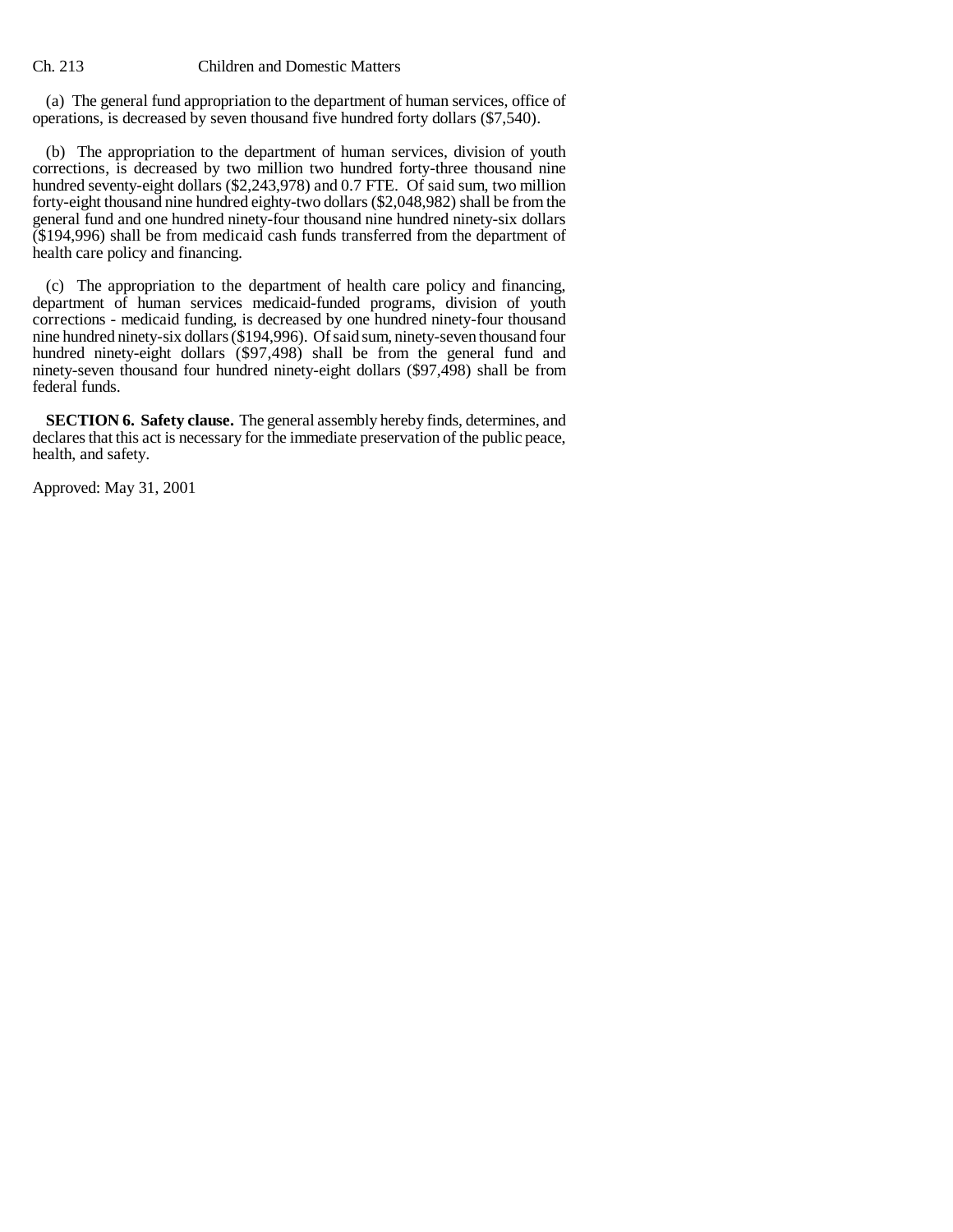(a) The general fund appropriation to the department of human services, office of operations, is decreased by seven thousand five hundred forty dollars ($7,540).

(b) The appropriation to the department of human services, division of youth corrections, is decreased by two million two hundred forty-three thousand nine hundred seventy-eight dollars ($2,243,978) and 0.7 FTE. Of said sum, two million forty-eight thousand nine hundred eighty-two dollars ($2,048,982) shall be from the general fund and one hundred ninety-four thousand nine hundred ninety-six dollars ($194,996) shall be from medicaid cash funds transferred from the department of health care policy and financing.

(c) The appropriation to the department of health care policy and financing, department of human services medicaid-funded programs, division of youth corrections - medicaid funding, is decreased by one hundred ninety-four thousand nine hundred ninety-six dollars ($194,996). Of said sum, ninety-seven thousand four hundred ninety-eight dollars ($97,498) shall be from the general fund and ninety-seven thousand four hundred ninety-eight dollars ($97,498) shall be from federal funds.

**SECTION 6. Safety clause.** The general assembly hereby finds, determines, and declares that this act is necessary for the immediate preservation of the public peace, health, and safety.

Approved: May 31, 2001